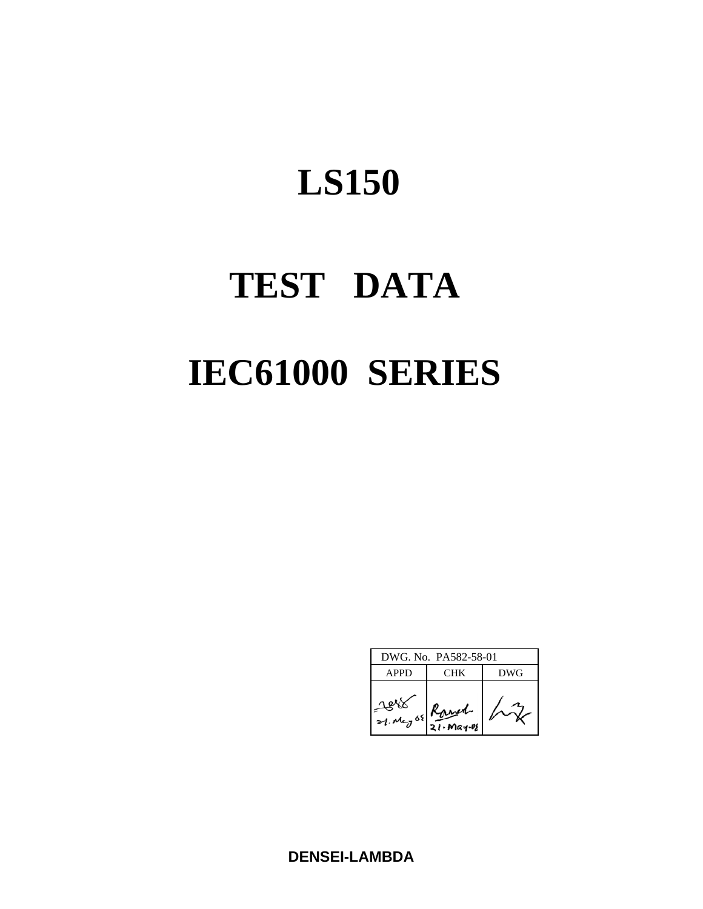# LS150

# TEST DATA

# IEC61000 SERIES

| DWG. No. PA582-58-01 | | |
|---|---|---|
| APPD | CHK | DWG |
| 21.May.08 | 21.May.08 | |

**DENSEI-LAMBDA**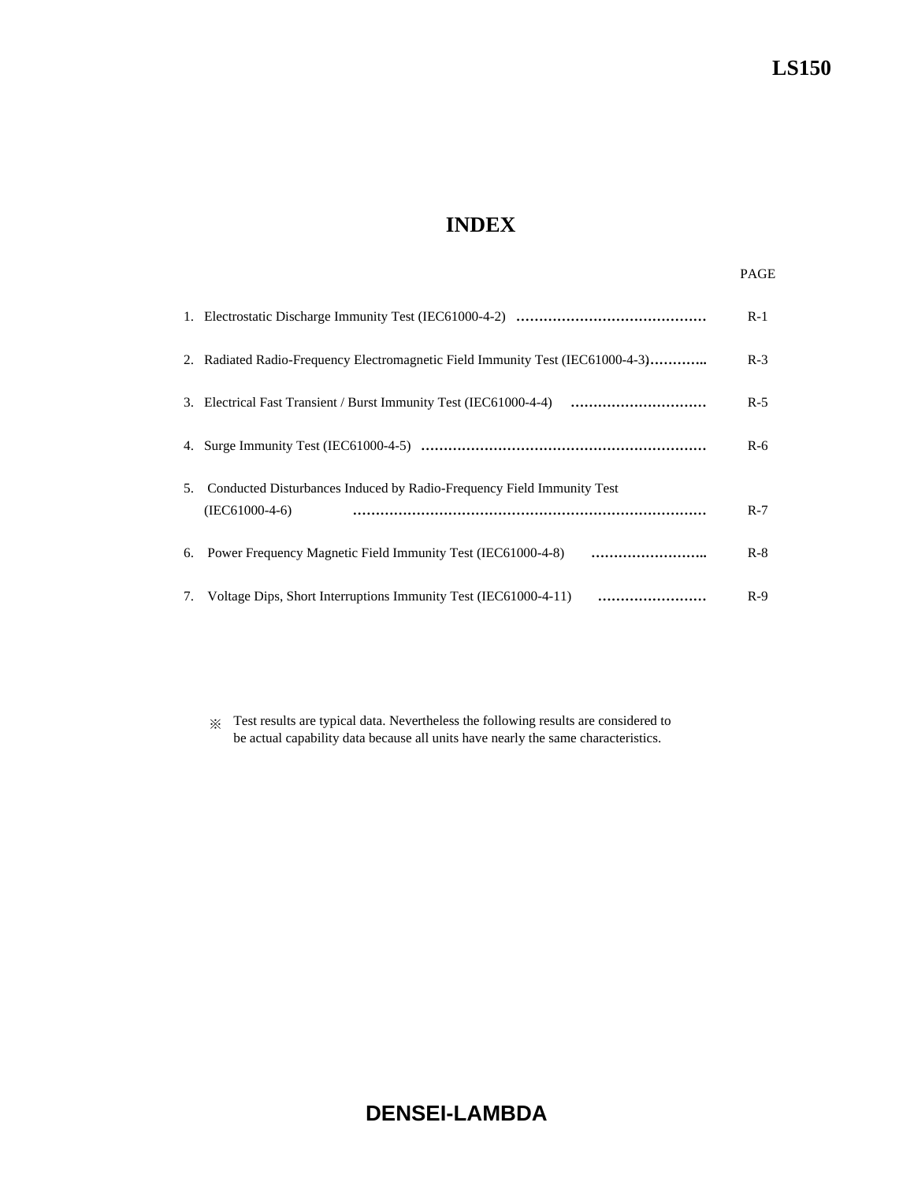# INDEX

| | PAGE |
|---|---|
| 1. Electrostatic Discharge Immunity Test (IEC61000-4-2) …………………………………… | R-1 |
| 2. Radiated Radio-Frequency Electromagnetic Field Immunity Test (IEC61000-4-3)……….. | R-3 |
| 3. Electrical Fast Transient / Burst Immunity Test (IEC61000-4-4) ………………………… | R-5 |
| 4. Surge Immunity Test (IEC61000-4-5) ……………………………………………………… | R-6 |
| 5. Conducted Disturbances Induced by Radio-Frequency Field Immunity Test (IEC61000-4-6) ……………………………………………………………………… | R-7 |
| 6. Power Frequency Magnetic Field Immunity Test (IEC61000-4-8) …………………….. | R-8 |
| 7. Voltage Dips, Short Interruptions Immunity Test (IEC61000-4-11) …………………… | R-9 |

※ Test results are typical data. Nevertheless the following results are considered to be actual capability data because all units have nearly the same characteristics.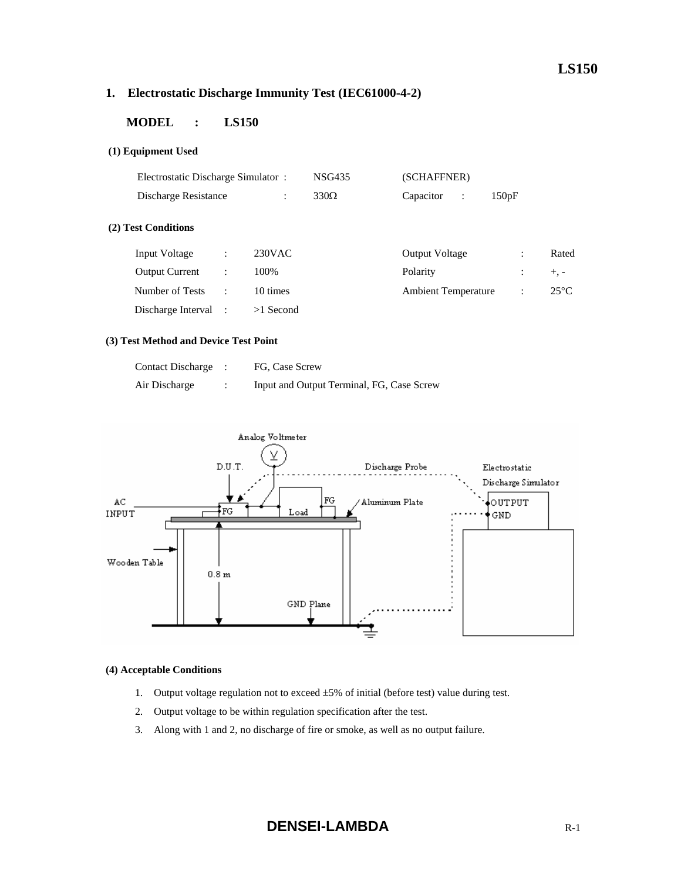## 1. Electrostatic Discharge Immunity Test (IEC61000-4-2)

**MODEL : LS150**

**(1) Equipment Used**

| | | | | |
|---|---|---|---|---|
| Electrostatic Discharge Simulator | : | NSG435 | (SCHAFFNER) | |
| Discharge Resistance | : | 330Ω | Capacitor : | 150pF |

**(2) Test Conditions**

| | | | | | |
|---|---|---|---|---|---|
| Input Voltage | : | 230VAC | Output Voltage | : | Rated |
| Output Current | : | 100% | Polarity | : | +, - |
| Number of Tests | : | 10 times | Ambient Temperature | : | 25°C |
| Discharge Interval | : | >1 Second | | | |

**(3) Test Method and Device Test Point**

| | | |
|---|---|---|
| Contact Discharge | : | FG, Case Screw |
| Air Discharge | : | Input and Output Terminal, FG, Case Screw |

**(4) Acceptable Conditions**

1. Output voltage regulation not to exceed ±5% of initial (before test) value during test.
2. Output voltage to be within regulation specification after the test.
3. Along with 1 and 2, no discharge of fire or smoke, as well as no output failure.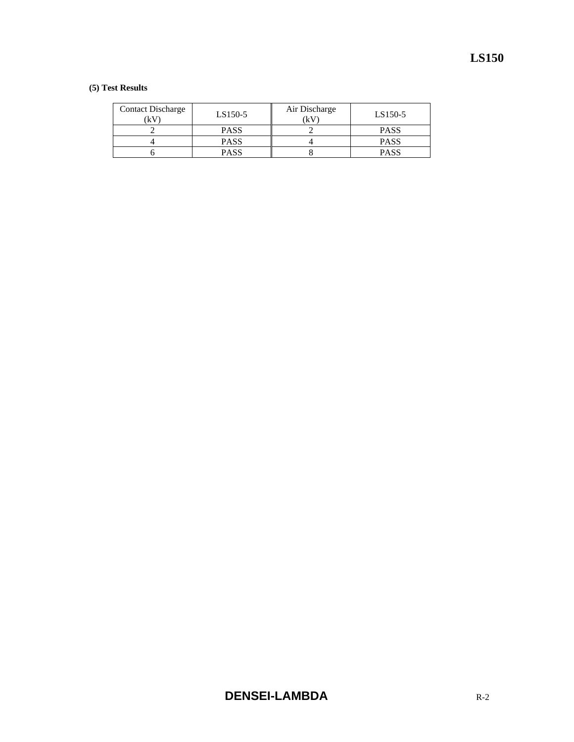**(5) Test Results**

| Contact Discharge (kV) | LS150-5 | Air Discharge (kV) | LS150-5 |
|---|---|---|---|
| 2 | PASS | 2 | PASS |
| 4 | PASS | 4 | PASS |
| 6 | PASS | 8 | PASS |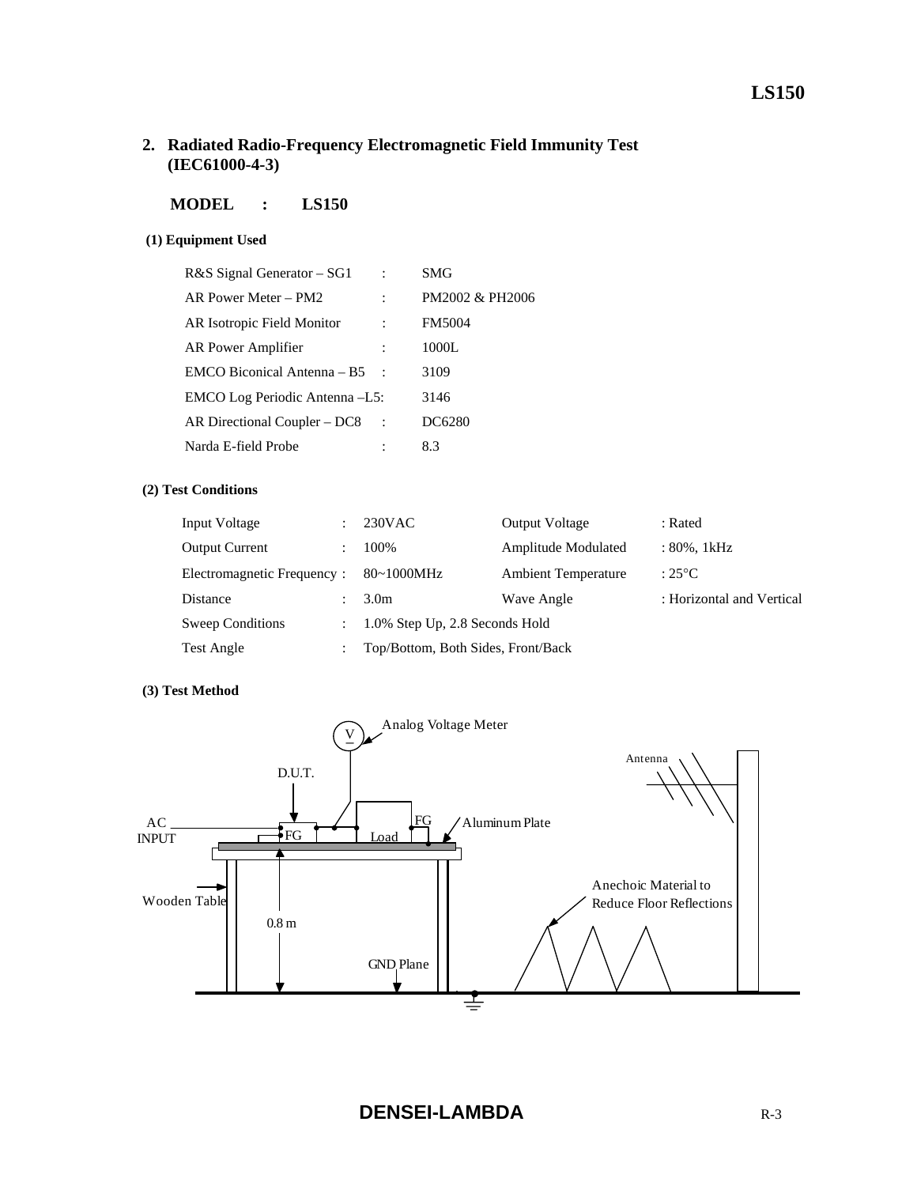## 2. Radiated Radio-Frequency Electromagnetic Field Immunity Test (IEC61000-4-3)

**MODEL : LS150**

**(1) Equipment Used**

| | | |
|---|---|---|
| R&S Signal Generator – SG1 | : | SMG |
| AR Power Meter – PM2 | : | PM2002 & PH2006 |
| AR Isotropic Field Monitor | : | FM5004 |
| AR Power Amplifier | : | 1000L |
| EMCO Biconical Antenna – B5 | : | 3109 |
| EMCO Log Periodic Antenna –L5 | : | 3146 |
| AR Directional Coupler – DC8 | : | DC6280 |
| Narda E-field Probe | : | 8.3 |

**(2) Test Conditions**

| | | | | |
|---|---|---|---|---|
| Input Voltage | : | 230VAC | Output Voltage | : Rated |
| Output Current | : | 100% | Amplitude Modulated | : 80%, 1kHz |
| Electromagnetic Frequency | : | 80~1000MHz | Ambient Temperature | : 25°C |
| Distance | : | 3.0m | Wave Angle | : Horizontal and Vertical |
| Sweep Conditions | : | 1.0% Step Up, 2.8 Seconds Hold | | |
| Test Angle | : | Top/Bottom, Both Sides, Front/Back | | |

**(3) Test Method**

Analog Voltage Meter, D.U.T., AC INPUT, FG, Load, FG, Aluminum Plate, Antenna, Wooden Table, 0.8 m, GND Plane, Anechoic Material to Reduce Floor Reflections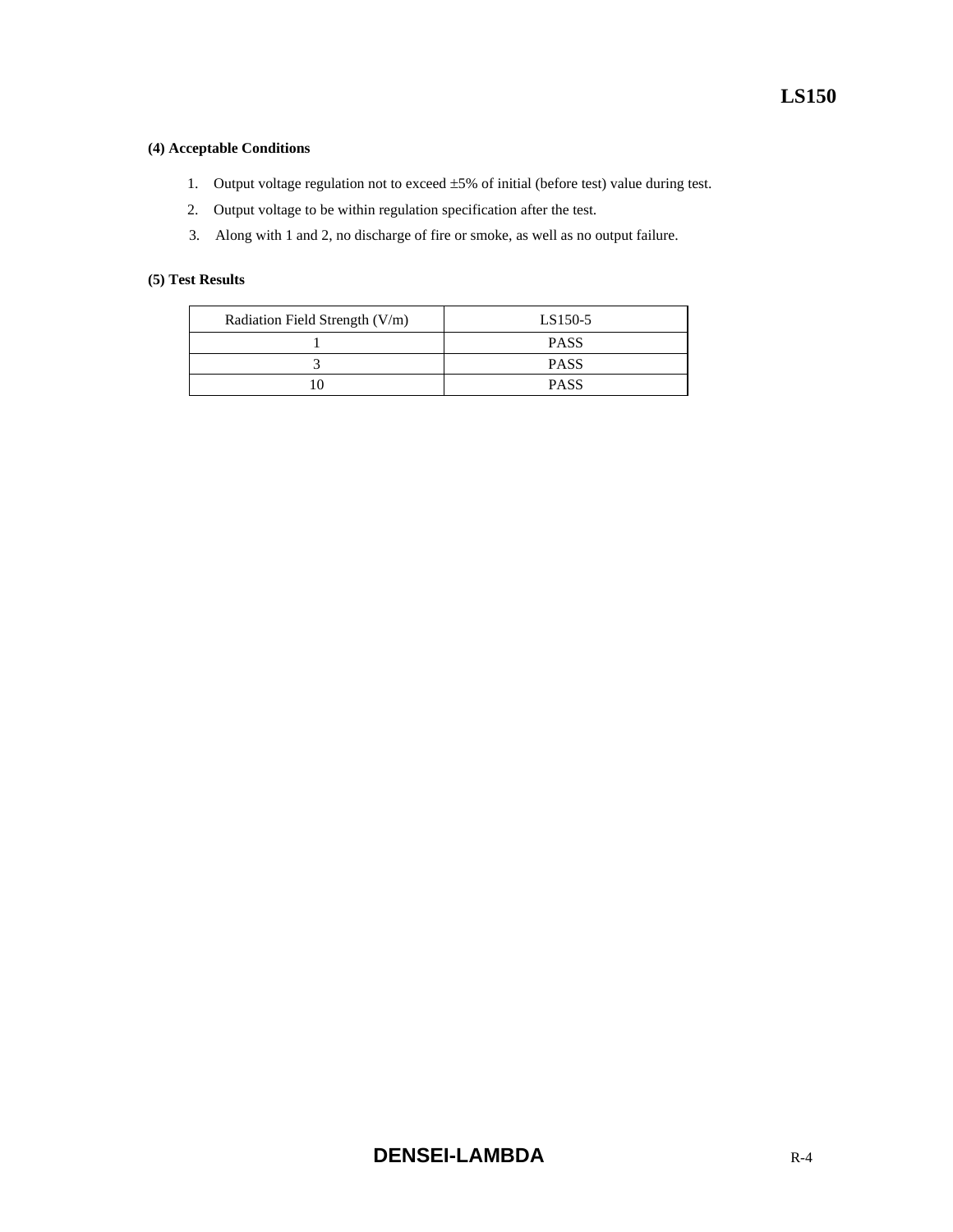### (4) Acceptable Conditions

1. Output voltage regulation not to exceed ±5% of initial (before test) value during test.
2. Output voltage to be within regulation specification after the test.
3. Along with 1 and 2, no discharge of fire or smoke, as well as no output failure.

### (5) Test Results

| Radiation Field Strength (V/m) | LS150-5 |
|---|---|
| 1 | PASS |
| 3 | PASS |
| 10 | PASS |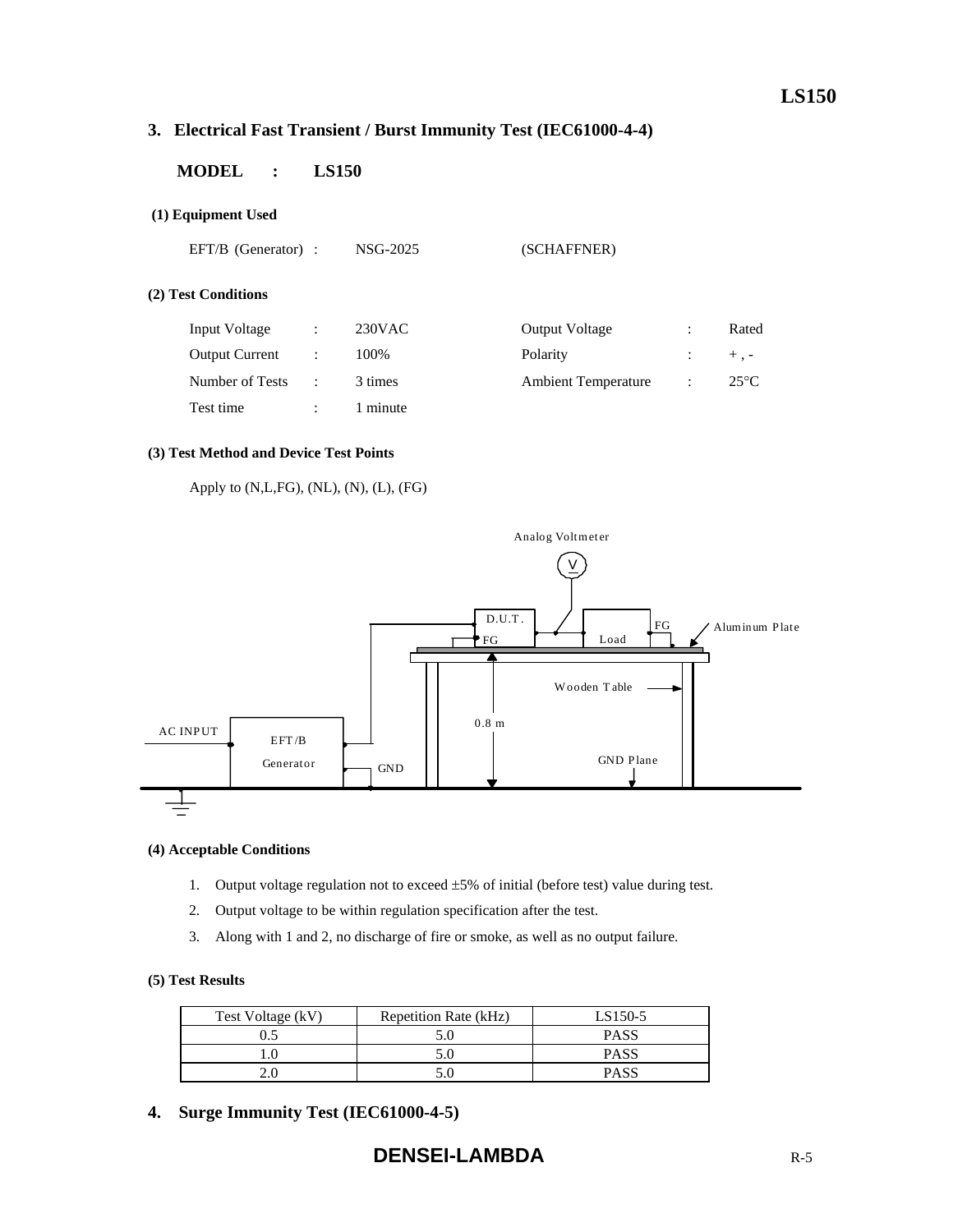## 3. Electrical Fast Transient / Burst Immunity Test (IEC61000-4-4)

**MODEL : LS150**

**(1) Equipment Used**

EFT/B (Generator) : NSG-2025 (SCHAFFNER)

**(2) Test Conditions**

| | | | | | |
|---|---|---|---|---|---|
| Input Voltage | : | 230VAC | Output Voltage | : | Rated |
| Output Current | : | 100% | Polarity | : | + , - |
| Number of Tests | : | 3 times | Ambient Temperature | : | 25°C |
| Test time | : | 1 minute | | | |

**(3) Test Method and Device Test Points**

Apply to (N,L,FG), (NL), (N), (L), (FG)

Analog Voltmeter, D.U.T., FG, Load, FG, Aluminum Plate, Wooden Table, 0.8 m, AC INPUT, EFT/B Generator, GND, GND Plane

**(4) Acceptable Conditions**

1. Output voltage regulation not to exceed ±5% of initial (before test) value during test.
2. Output voltage to be within regulation specification after the test.
3. Along with 1 and 2, no discharge of fire or smoke, as well as no output failure.

**(5) Test Results**

| Test Voltage (kV) | Repetition Rate (kHz) | LS150-5 |
|---|---|---|
| 0.5 | 5.0 | PASS |
| 1.0 | 5.0 | PASS |
| 2.0 | 5.0 | PASS |

## 4. Surge Immunity Test (IEC61000-4-5)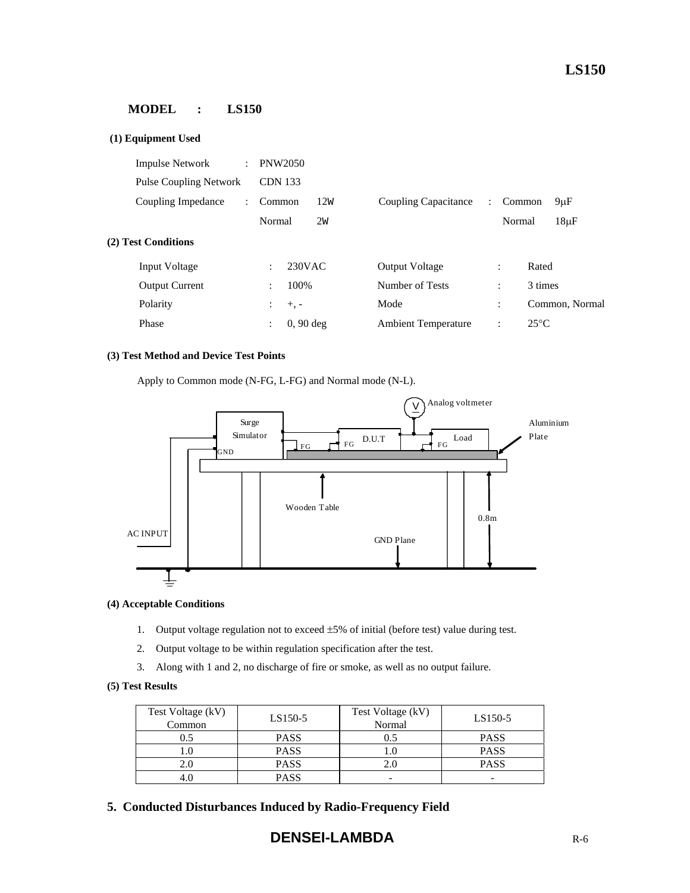## MODEL : LS150

### (1) Equipment Used

| | | | | | | |
|---|---|---|---|---|---|---|
| Impulse Network | : | PNW2050 | | | | |
| Pulse Coupling Network | | CDN 133 | | | | |
| Coupling Impedance | : | Common 12W | | Coupling Capacitance | : | Common 9μF |
| | | Normal 2W | | | | Normal 18μF |

### (2) Test Conditions

| | | | | | |
|---|---|---|---|---|---|
| Input Voltage | : 230VAC | Output Voltage | : | Rated |
| Output Current | : 100% | Number of Tests | : | 3 times |
| Polarity | : +, - | Mode | : | Common, Normal |
| Phase | : 0, 90 deg | Ambient Temperature | : | 25°C |

### (3) Test Method and Device Test Points

Apply to Common mode (N-FG, L-FG) and Normal mode (N-L).

Surge Simulator, GND, FG, D.U.T, FG, Analog voltmeter, Load, FG, Aluminium Plate, Wooden Table, 0.8m, AC INPUT, GND Plane

### (4) Acceptable Conditions

1. Output voltage regulation not to exceed ±5% of initial (before test) value during test.
2. Output voltage to be within regulation specification after the test.
3. Along with 1 and 2, no discharge of fire or smoke, as well as no output failure.

### (5) Test Results

| Test Voltage (kV) Common | LS150-5 | Test Voltage (kV) Normal | LS150-5 |
|---|---|---|---|
| 0.5 | PASS | 0.5 | PASS |
| 1.0 | PASS | 1.0 | PASS |
| 2.0 | PASS | 2.0 | PASS |
| 4.0 | PASS | - | - |

## 5. Conducted Disturbances Induced by Radio-Frequency Field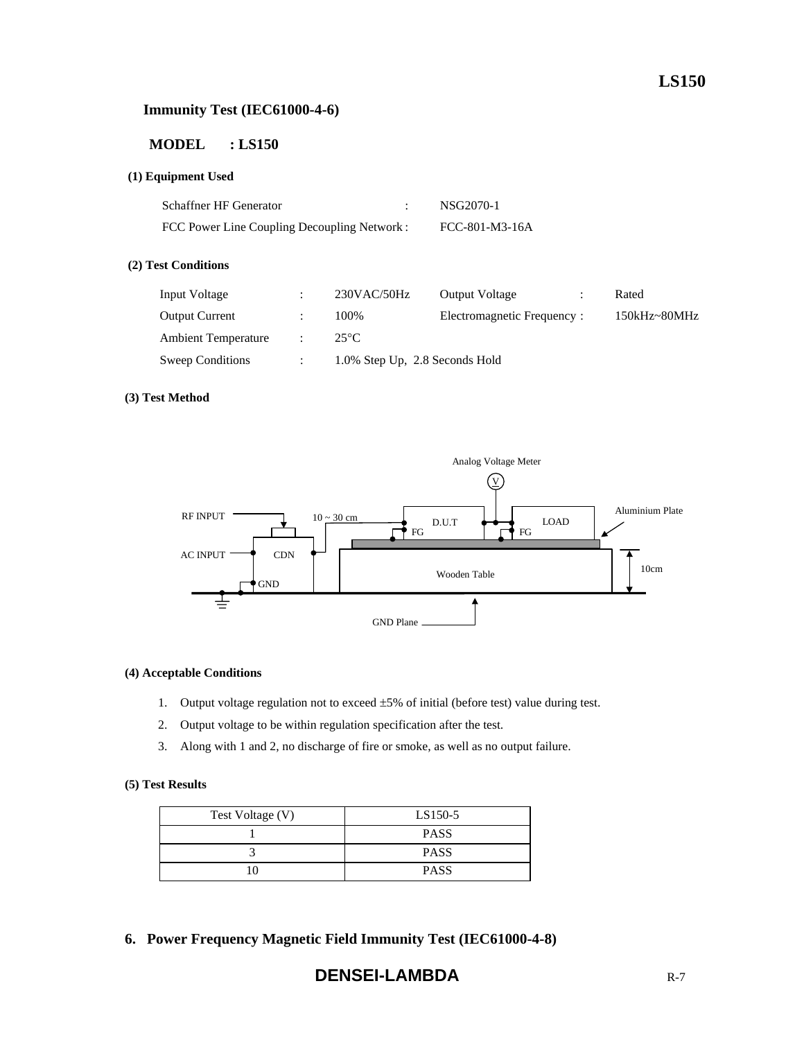## Immunity Test (IEC61000-4-6)

**MODEL : LS150**

### (1) Equipment Used

| | | |
|---|---|---|
| Schaffner HF Generator | : | NSG2070-1 |
| FCC Power Line Coupling Decoupling Network | : | FCC-801-M3-16A |

### (2) Test Conditions

| | | | | | |
|---|---|---|---|---|---|
| Input Voltage | : | 230VAC/50Hz | Output Voltage | : | Rated |
| Output Current | : | 100% | Electromagnetic Frequency | : | 150kHz~80MHz |
| Ambient Temperature | : | 25°C | | | |
| Sweep Conditions | : | 1.0% Step Up, 2.8 Seconds Hold | | | |

### (3) Test Method

Analog Voltage Meter

RF INPUT, AC INPUT, CDN, GND, 10 ~ 30 cm, D.U.T, FG, LOAD, FG, Aluminium Plate, Wooden Table, 10cm, GND Plane

### (4) Acceptable Conditions

1. Output voltage regulation not to exceed ±5% of initial (before test) value during test.
2. Output voltage to be within regulation specification after the test.
3. Along with 1 and 2, no discharge of fire or smoke, as well as no output failure.

### (5) Test Results

| Test Voltage (V) | LS150-5 |
|---|---|
| 1 | PASS |
| 3 | PASS |
| 10 | PASS |

## 6. Power Frequency Magnetic Field Immunity Test (IEC61000-4-8)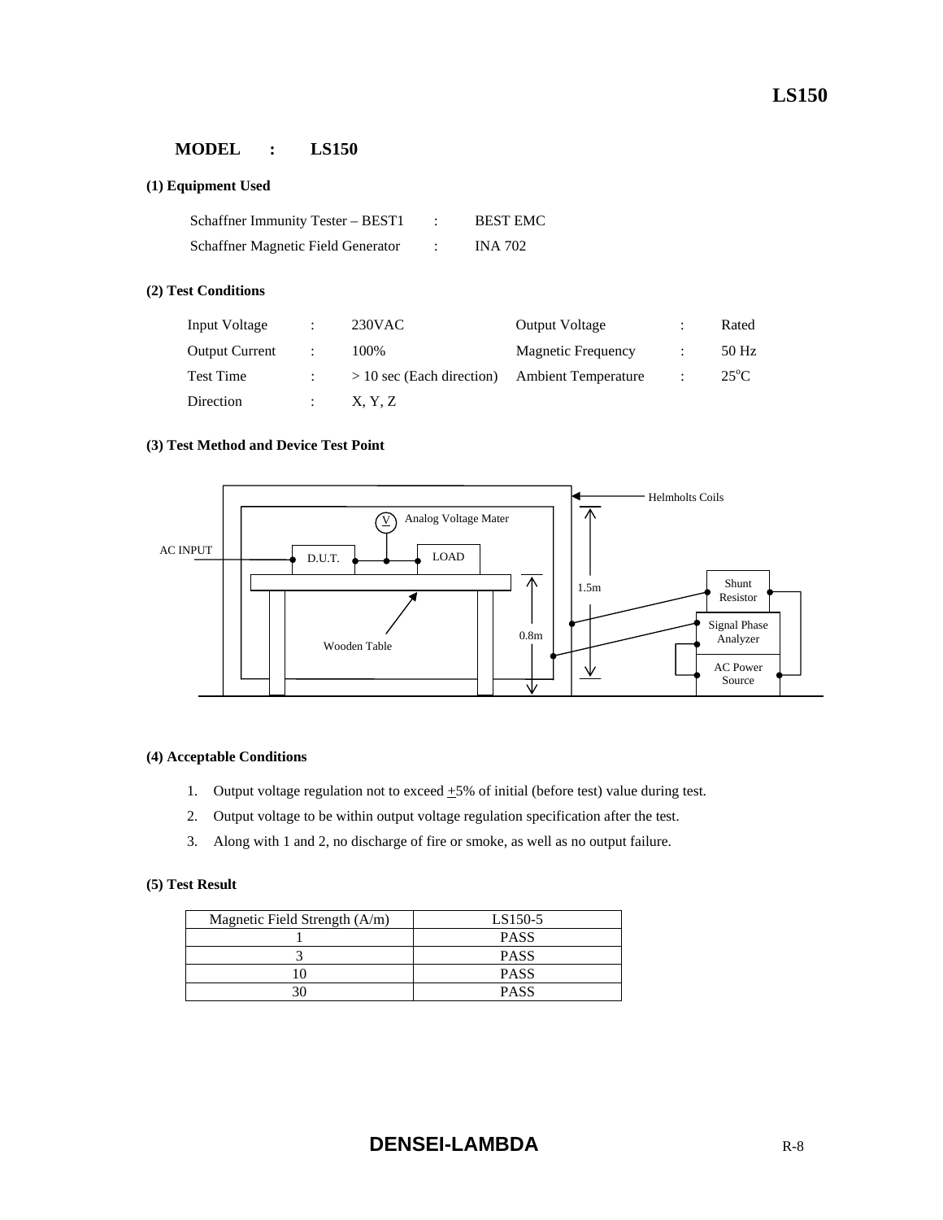**MODEL : LS150**

**(1) Equipment Used**

Schaffner Immunity Tester – BEST1 : BEST EMC
Schaffner Magnetic Field Generator : INA 702

**(2) Test Conditions**

| | | | | | |
|---|---|---|---|---|---|
| Input Voltage | : | 230VAC | Output Voltage | : | Rated |
| Output Current | : | 100% | Magnetic Frequency | : | 50 Hz |
| Test Time | : | > 10 sec (Each direction) | Ambient Temperature | : | 25$^{o}$C |
| Direction | : | X, Y, Z | | | |

**(3) Test Method and Device Test Point**

Helmholts Coils
Analog Voltage Mater
AC INPUT
D.U.T.
LOAD
Wooden Table
0.8m
1.5m
Shunt Resistor
Signal Phase Analyzer
AC Power Source

**(4) Acceptable Conditions**

1. Output voltage regulation not to exceed $\pm$5% of initial (before test) value during test.
2. Output voltage to be within output voltage regulation specification after the test.
3. Along with 1 and 2, no discharge of fire or smoke, as well as no output failure.

**(5) Test Result**

| Magnetic Field Strength (A/m) | LS150-5 |
|---|---|
| 1 | PASS |
| 3 | PASS |
| 10 | PASS |
| 30 | PASS |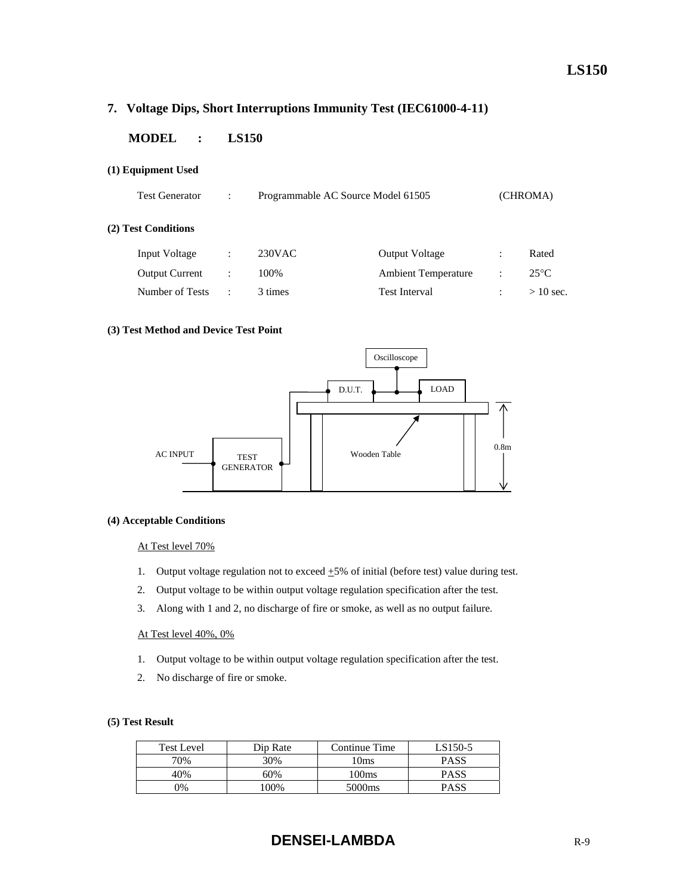## 7. Voltage Dips, Short Interruptions Immunity Test (IEC61000-4-11)

**MODEL : LS150**

**(1) Equipment Used**

Test Generator : Programmable AC Source Model 61505 (CHROMA)

**(2) Test Conditions**

| | | | | | |
|---|---|---|---|---|---|
| Input Voltage | : | 230VAC | Output Voltage | : | Rated |
| Output Current | : | 100% | Ambient Temperature | : | 25°C |
| Number of Tests | : | 3 times | Test Interval | : | > 10 sec. |

**(3) Test Method and Device Test Point**

Oscilloscope

D.U.T.

LOAD

AC INPUT

TEST GENERATOR

Wooden Table

0.8m

**(4) Acceptable Conditions**

At Test level 70%

1. Output voltage regulation not to exceed ±5% of initial (before test) value during test.
2. Output voltage to be within output voltage regulation specification after the test.
3. Along with 1 and 2, no discharge of fire or smoke, as well as no output failure.

At Test level 40%, 0%

1. Output voltage to be within output voltage regulation specification after the test.
2. No discharge of fire or smoke.

**(5) Test Result**

| Test Level | Dip Rate | Continue Time | LS150-5 |
|---|---|---|---|
| 70% | 30% | 10ms | PASS |
| 40% | 60% | 100ms | PASS |
| 0% | 100% | 5000ms | PASS |